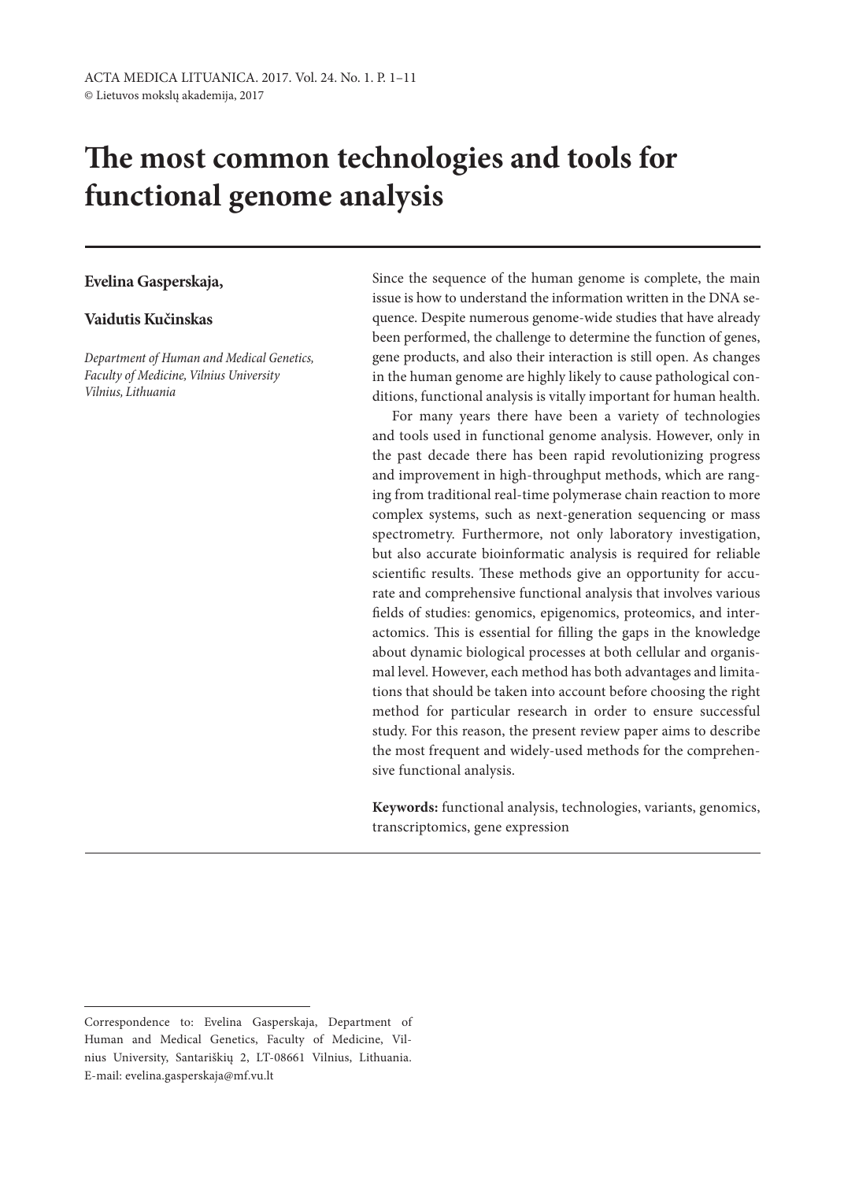# The most common technologies and tools for functional genome analysis

**Evelina Gasperskaja,**

**Vaidutis Kučinskas**

*Department of Human and Medical Genetics, Faculty of Medicine, Vilnius University Vilnius, Lithuania*

Since the sequence of the human genome is complete, the main issue is how to understand the information written in the DNA sequence. Despite numerous genome-wide studies that have already been performed, the challenge to determine the function of genes, gene products, and also their interaction is still open. As changes in the human genome are highly likely to cause pathological conditions, functional analysis is vitally important for human health.

For many years there have been a variety of technologies and tools used in functional genome analysis. However, only in the past decade there has been rapid revolutionizing progress and improvement in high-throughput methods, which are ranging from traditional real-time polymerase chain reaction to more complex systems, such as next-generation sequencing or mass spectrometry. Furthermore, not only laboratory investigation, but also accurate bioinformatic analysis is required for reliable scientific results. These methods give an opportunity for accurate and comprehensive functional analysis that involves various fields of studies: genomics, epigenomics, proteomics, and interactomics. This is essential for filling the gaps in the knowledge about dynamic biological processes at both cellular and organismal level. However, each method has both advantages and limitations that should be taken into account before choosing the right method for particular research in order to ensure successful study. For this reason, the present review paper aims to describe the most frequent and widely-used methods for the comprehensive functional analysis.

**Keywords:** functional analysis, technologies, variants, genomics, transcriptomics, gene expression

Correspondence to: Evelina Gasperskaja, Department of Human and Medical Genetics, Faculty of Medicine, Vilnius University, Santariškių 2, LT-08661 Vilnius, Lithuania. E-mail: evelina.gasperskaja@mf.vu.lt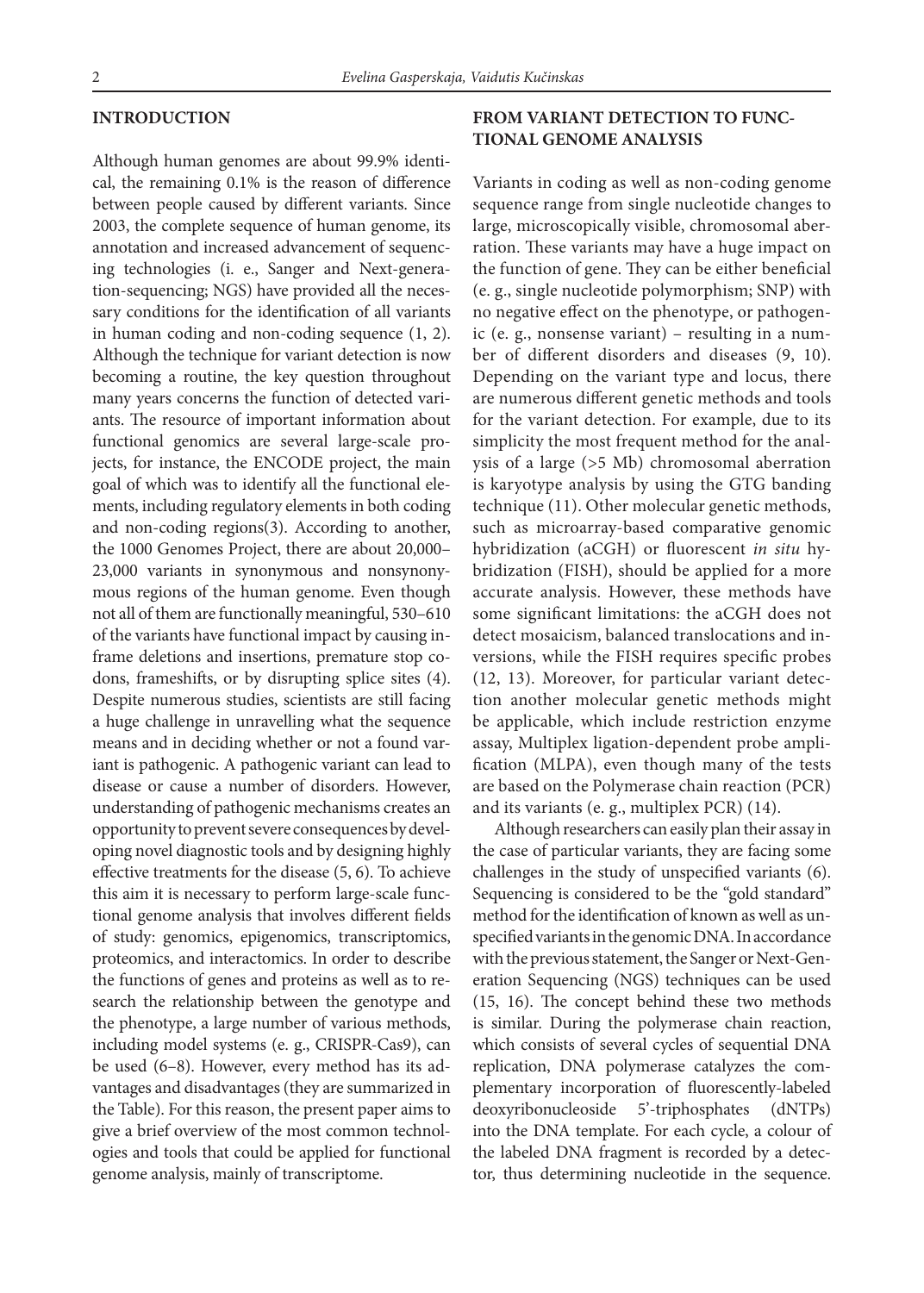## INTRODUCTION

Although human genomes are about 99.9% identical, the remaining 0.1% is the reason of difference between people caused by different variants. Since 2003, the complete sequence of human genome, its annotation and increased advancement of sequencing technologies (i. e., Sanger and Next-generation-sequencing; NGS) have provided all the necessary conditions for the identification of all variants in human coding and non-coding sequence (1, 2). Although the technique for variant detection is now becoming a routine, the key question throughout many years concerns the function of detected variants. The resource of important information about functional genomics are several large-scale projects, for instance, the ENCODE project, the main goal of which was to identify all the functional elements, including regulatory elements in both coding and non-coding regions(3). According to another, the 1000 Genomes Project, there are about 20,000–23,000 variants in synonymous and nonsynonymous regions of the human genome. Even though not all of them are functionally meaningful, 530–610 of the variants have functional impact by causing in-frame deletions and insertions, premature stop codons, frameshifts, or by disrupting splice sites (4). Despite numerous studies, scientists are still facing a huge challenge in unravelling what the sequence means and in deciding whether or not a found variant is pathogenic. A pathogenic variant can lead to disease or cause a number of disorders. However, understanding of pathogenic mechanisms creates an opportunity to prevent severe consequences by developing novel diagnostic tools and by designing highly effective treatments for the disease (5, 6). To achieve this aim it is necessary to perform large-scale functional genome analysis that involves different fields of study: genomics, epigenomics, transcriptomics, proteomics, and interactomics. In order to describe the functions of genes and proteins as well as to research the relationship between the genotype and the phenotype, a large number of various methods, including model systems (e. g., CRISPR-Cas9), can be used (6–8). However, every method has its advantages and disadvantages (they are summarized in the Table). For this reason, the present paper aims to give a brief overview of the most common technologies and tools that could be applied for functional genome analysis, mainly of transcriptome.

## FROM VARIANT DETECTION TO FUNCTIONAL GENOME ANALYSIS

Variants in coding as well as non-coding genome sequence range from single nucleotide changes to large, microscopically visible, chromosomal aberration. These variants may have a huge impact on the function of gene. They can be either beneficial (e. g., single nucleotide polymorphism; SNP) with no negative effect on the phenotype, or pathogenic (e. g., nonsense variant) – resulting in a number of different disorders and diseases (9, 10). Depending on the variant type and locus, there are numerous different genetic methods and tools for the variant detection. For example, due to its simplicity the most frequent method for the analysis of a large (>5 Mb) chromosomal aberration is karyotype analysis by using the GTG banding technique (11). Other molecular genetic methods, such as microarray-based comparative genomic hybridization (aCGH) or fluorescent *in situ* hybridization (FISH), should be applied for a more accurate analysis. However, these methods have some significant limitations: the aCGH does not detect mosaicism, balanced translocations and inversions, while the FISH requires specific probes (12, 13). Moreover, for particular variant detection another molecular genetic methods might be applicable, which include restriction enzyme assay, Multiplex ligation-dependent probe amplification (MLPA), even though many of the tests are based on the Polymerase chain reaction (PCR) and its variants (e. g., multiplex PCR) (14).

Although researchers can easily plan their assay in the case of particular variants, they are facing some challenges in the study of unspecified variants (6). Sequencing is considered to be the "gold standard" method for the identification of known as well as unspecified variants in the genomic DNA. In accordance with the previous statement, the Sanger or Next-Generation Sequencing (NGS) techniques can be used (15, 16). The concept behind these two methods is similar. During the polymerase chain reaction, which consists of several cycles of sequential DNA replication, DNA polymerase catalyzes the complementary incorporation of fluorescently-labeled deoxyribonucleoside 5'-triphosphates (dNTPs) into the DNA template. For each cycle, a colour of the labeled DNA fragment is recorded by a detector, thus determining nucleotide in the sequence.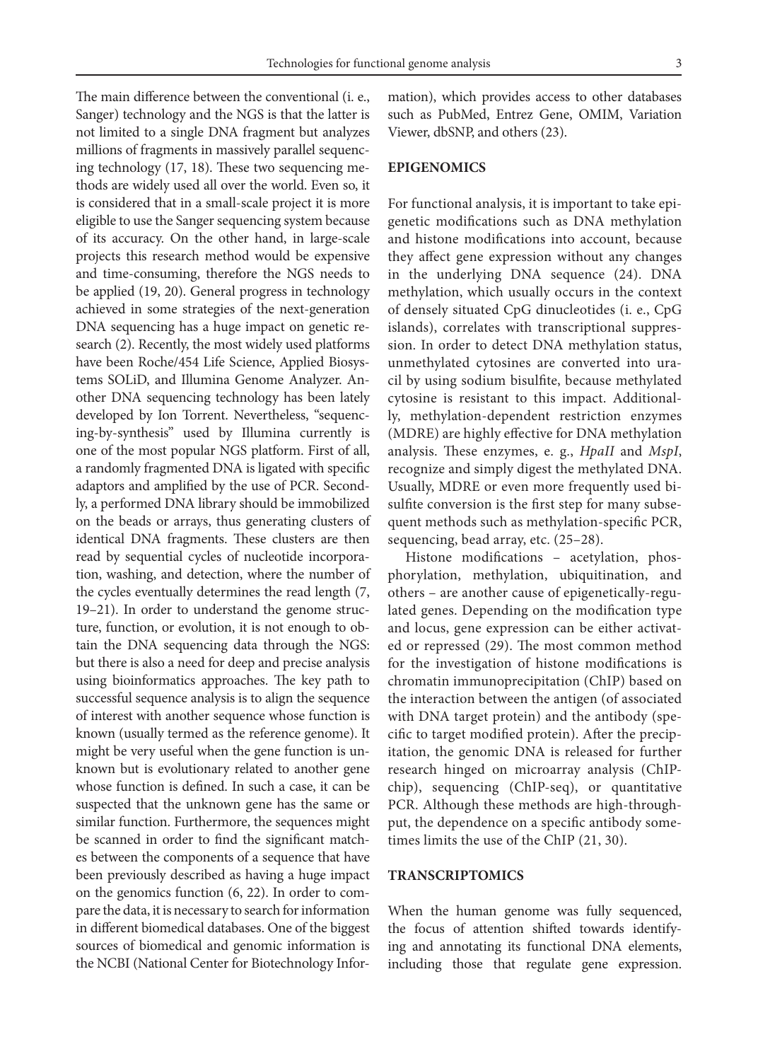The main difference between the conventional (i. e., Sanger) technology and the NGS is that the latter is not limited to a single DNA fragment but analyzes millions of fragments in massively parallel sequencing technology (17, 18). These two sequencing methods are widely used all over the world. Even so, it is considered that in a small-scale project it is more eligible to use the Sanger sequencing system because of its accuracy. On the other hand, in large-scale projects this research method would be expensive and time-consuming, therefore the NGS needs to be applied (19, 20). General progress in technology achieved in some strategies of the next-generation DNA sequencing has a huge impact on genetic research (2). Recently, the most widely used platforms have been Roche/454 Life Science, Applied Biosystems SOLiD, and Illumina Genome Analyzer. Another DNA sequencing technology has been lately developed by Ion Torrent. Nevertheless, "sequencing-by-synthesis" used by Illumina currently is one of the most popular NGS platform. First of all, a randomly fragmented DNA is ligated with specific adaptors and amplified by the use of PCR. Secondly, a performed DNA library should be immobilized on the beads or arrays, thus generating clusters of identical DNA fragments. These clusters are then read by sequential cycles of nucleotide incorporation, washing, and detection, where the number of the cycles eventually determines the read length (7, 19–21). In order to understand the genome structure, function, or evolution, it is not enough to obtain the DNA sequencing data through the NGS: but there is also a need for deep and precise analysis using bioinformatics approaches. The key path to successful sequence analysis is to align the sequence of interest with another sequence whose function is known (usually termed as the reference genome). It might be very useful when the gene function is unknown but is evolutionary related to another gene whose function is defined. In such a case, it can be suspected that the unknown gene has the same or similar function. Furthermore, the sequences might be scanned in order to find the significant matches between the components of a sequence that have been previously described as having a huge impact on the genomics function (6, 22). In order to compare the data, it is necessary to search for information in different biomedical databases. One of the biggest sources of biomedical and genomic information is the NCBI (National Center for Biotechnology Information), which provides access to other databases such as PubMed, Entrez Gene, OMIM, Variation Viewer, dbSNP, and others (23).

## EPIGENOMICS

For functional analysis, it is important to take epigenetic modifications such as DNA methylation and histone modifications into account, because they affect gene expression without any changes in the underlying DNA sequence (24). DNA methylation, which usually occurs in the context of densely situated CpG dinucleotides (i. e., CpG islands), correlates with transcriptional suppression. In order to detect DNA methylation status, unmethylated cytosines are converted into uracil by using sodium bisulfite, because methylated cytosine is resistant to this impact. Additionally, methylation-dependent restriction enzymes (MDRE) are highly effective for DNA methylation analysis. These enzymes, e. g., *HpaII* and *MspI*, recognize and simply digest the methylated DNA. Usually, MDRE or even more frequently used bisulfite conversion is the first step for many subsequent methods such as methylation-specific PCR, sequencing, bead array, etc. (25–28).

Histone modifications – acetylation, phosphorylation, methylation, ubiquitination, and others – are another cause of epigenetically-regulated genes. Depending on the modification type and locus, gene expression can be either activated or repressed (29). The most common method for the investigation of histone modifications is chromatin immunoprecipitation (ChIP) based on the interaction between the antigen (of associated with DNA target protein) and the antibody (specific to target modified protein). After the precipitation, the genomic DNA is released for further research hinged on microarray analysis (ChIP-chip), sequencing (ChIP-seq), or quantitative PCR. Although these methods are high-throughput, the dependence on a specific antibody sometimes limits the use of the ChIP (21, 30).

## TRANSCRIPTOMICS

When the human genome was fully sequenced, the focus of attention shifted towards identifying and annotating its functional DNA elements, including those that regulate gene expression.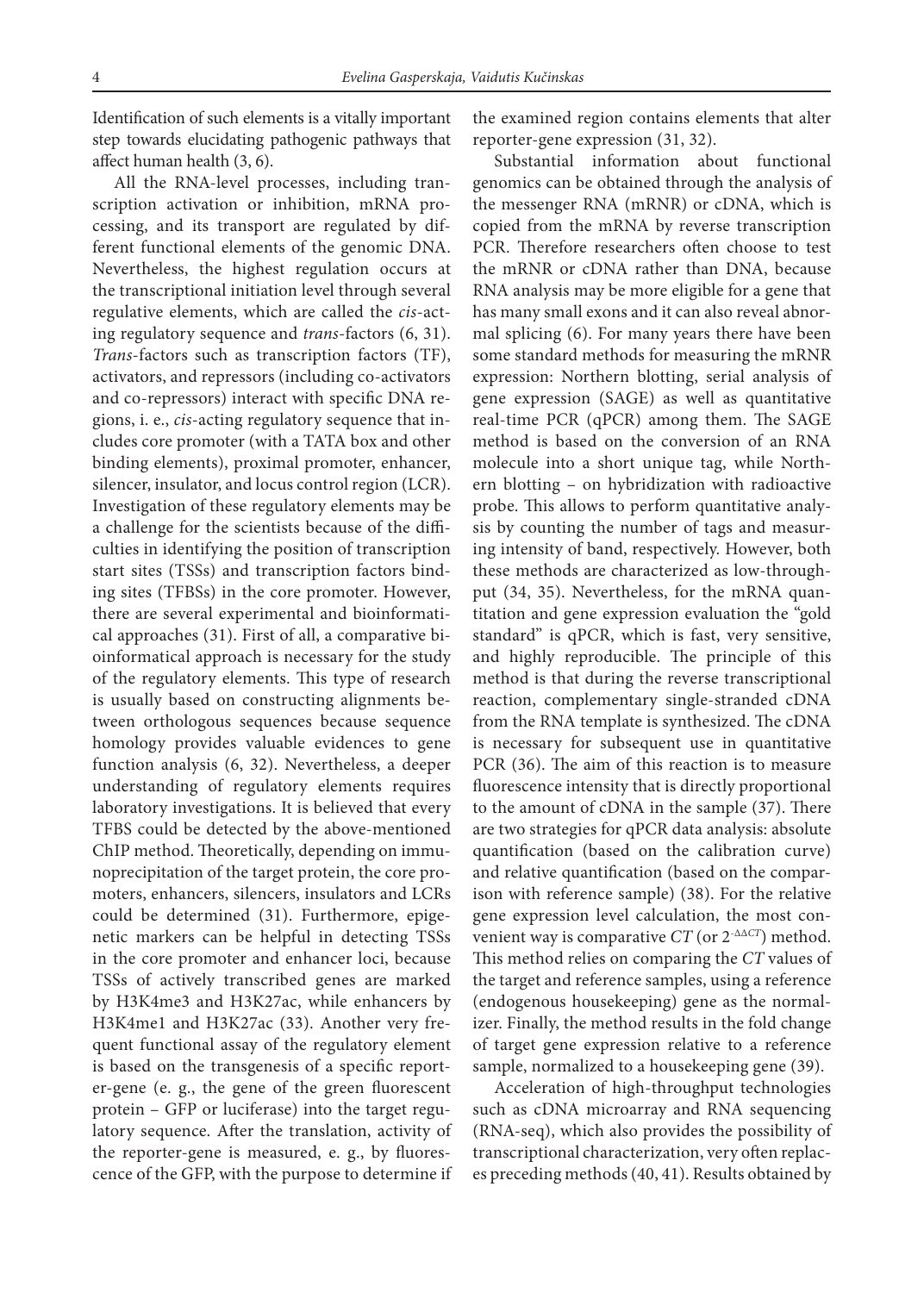Identification of such elements is a vitally important step towards elucidating pathogenic pathways that affect human health (3, 6).

All the RNA-level processes, including transcription activation or inhibition, mRNA processing, and its transport are regulated by different functional elements of the genomic DNA. Nevertheless, the highest regulation occurs at the transcriptional initiation level through several regulative elements, which are called the *cis*-acting regulatory sequence and *trans*-factors (6, 31). *Trans*-factors such as transcription factors (TF), activators, and repressors (including co-activators and co-repressors) interact with specific DNA regions, i. e., *cis*-acting regulatory sequence that includes core promoter (with a TATA box and other binding elements), proximal promoter, enhancer, silencer, insulator, and locus control region (LCR). Investigation of these regulatory elements may be a challenge for the scientists because of the difficulties in identifying the position of transcription start sites (TSSs) and transcription factors binding sites (TFBSs) in the core promoter. However, there are several experimental and bioinformatical approaches (31). First of all, a comparative bioinformatical approach is necessary for the study of the regulatory elements. This type of research is usually based on constructing alignments between orthologous sequences because sequence homology provides valuable evidences to gene function analysis (6, 32). Nevertheless, a deeper understanding of regulatory elements requires laboratory investigations. It is believed that every TFBS could be detected by the above-mentioned ChIP method. Theoretically, depending on immunoprecipitation of the target protein, the core promoters, enhancers, silencers, insulators and LCRs could be determined (31). Furthermore, epigenetic markers can be helpful in detecting TSSs in the core promoter and enhancer loci, because TSSs of actively transcribed genes are marked by H3K4me3 and H3K27ac, while enhancers by H3K4me1 and H3K27ac (33). Another very frequent functional assay of the regulatory element is based on the transgenesis of a specific reporter-gene (e. g., the gene of the green fluorescent protein – GFP or luciferase) into the target regulatory sequence. After the translation, activity of the reporter-gene is measured, e. g., by fluorescence of the GFP, with the purpose to determine if the examined region contains elements that alter reporter-gene expression (31, 32).

Substantial information about functional genomics can be obtained through the analysis of the messenger RNA (mRNR) or cDNA, which is copied from the mRNA by reverse transcription PCR. Therefore researchers often choose to test the mRNR or cDNA rather than DNA, because RNA analysis may be more eligible for a gene that has many small exons and it can also reveal abnormal splicing (6). For many years there have been some standard methods for measuring the mRNR expression: Northern blotting, serial analysis of gene expression (SAGE) as well as quantitative real-time PCR (qPCR) among them. The SAGE method is based on the conversion of an RNA molecule into a short unique tag, while Northern blotting – on hybridization with radioactive probe. This allows to perform quantitative analysis by counting the number of tags and measuring intensity of band, respectively. However, both these methods are characterized as low-throughput (34, 35). Nevertheless, for the mRNA quantitation and gene expression evaluation the "gold standard" is qPCR, which is fast, very sensitive, and highly reproducible. The principle of this method is that during the reverse transcriptional reaction, complementary single-stranded cDNA from the RNA template is synthesized. The cDNA is necessary for subsequent use in quantitative PCR (36). The aim of this reaction is to measure fluorescence intensity that is directly proportional to the amount of cDNA in the sample (37). There are two strategies for qPCR data analysis: absolute quantification (based on the calibration curve) and relative quantification (based on the comparison with reference sample) (38). For the relative gene expression level calculation, the most convenient way is comparative $CT$ (or $2^{-\Delta\Delta CT}$) method. This method relies on comparing the $CT$ values of the target and reference samples, using a reference (endogenous housekeeping) gene as the normalizer. Finally, the method results in the fold change of target gene expression relative to a reference sample, normalized to a housekeeping gene (39).

Acceleration of high-throughput technologies such as cDNA microarray and RNA sequencing (RNA-seq), which also provides the possibility of transcriptional characterization, very often replaces preceding methods (40, 41). Results obtained by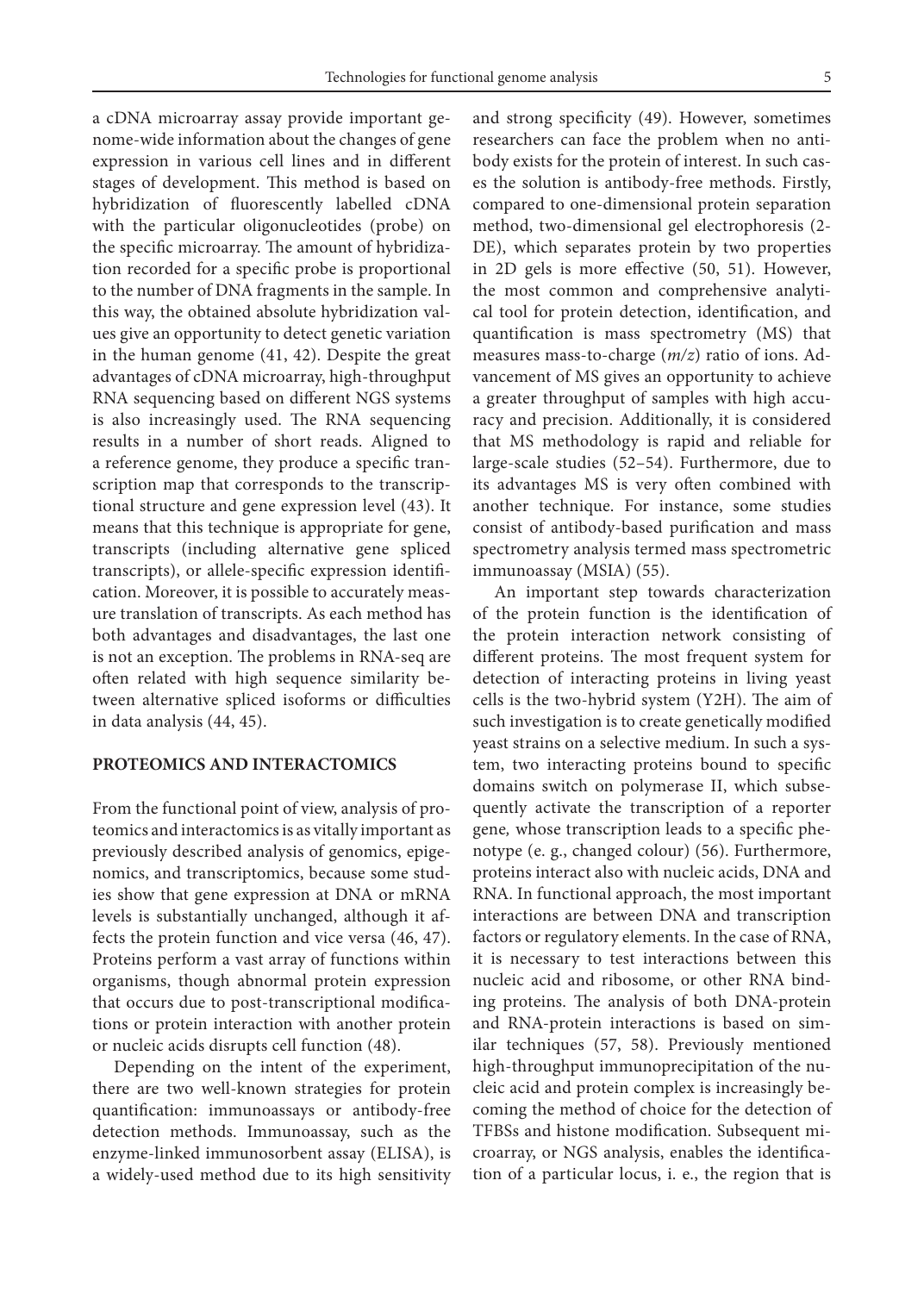a cDNA microarray assay provide important genome-wide information about the changes of gene expression in various cell lines and in different stages of development. This method is based on hybridization of fluorescently labelled cDNA with the particular oligonucleotides (probe) on the specific microarray. The amount of hybridization recorded for a specific probe is proportional to the number of DNA fragments in the sample. In this way, the obtained absolute hybridization values give an opportunity to detect genetic variation in the human genome (41, 42). Despite the great advantages of cDNA microarray, high-throughput RNA sequencing based on different NGS systems is also increasingly used. The RNA sequencing results in a number of short reads. Aligned to a reference genome, they produce a specific transcription map that corresponds to the transcriptional structure and gene expression level (43). It means that this technique is appropriate for gene, transcripts (including alternative gene spliced transcripts), or allele-specific expression identification. Moreover, it is possible to accurately measure translation of transcripts. As each method has both advantages and disadvantages, the last one is not an exception. The problems in RNA-seq are often related with high sequence similarity between alternative spliced isoforms or difficulties in data analysis (44, 45).

## PROTEOMICS AND INTERACTOMICS

From the functional point of view, analysis of proteomics and interactomics is as vitally important as previously described analysis of genomics, epigenomics, and transcriptomics, because some studies show that gene expression at DNA or mRNA levels is substantially unchanged, although it affects the protein function and vice versa (46, 47). Proteins perform a vast array of functions within organisms, though abnormal protein expression that occurs due to post-transcriptional modifications or protein interaction with another protein or nucleic acids disrupts cell function (48).

Depending on the intent of the experiment, there are two well-known strategies for protein quantification: immunoassays or antibody-free detection methods. Immunoassay, such as the enzyme-linked immunosorbent assay (ELISA), is a widely-used method due to its high sensitivity and strong specificity (49). However, sometimes researchers can face the problem when no antibody exists for the protein of interest. In such cases the solution is antibody-free methods. Firstly, compared to one-dimensional protein separation method, two-dimensional gel electrophoresis (2-DE), which separates protein by two properties in 2D gels is more effective (50, 51). However, the most common and comprehensive analytical tool for protein detection, identification, and quantification is mass spectrometry (MS) that measures mass-to-charge (*m/z*) ratio of ions. Advancement of MS gives an opportunity to achieve a greater throughput of samples with high accuracy and precision. Additionally, it is considered that MS methodology is rapid and reliable for large-scale studies (52–54). Furthermore, due to its advantages MS is very often combined with another technique. For instance, some studies consist of antibody-based purification and mass spectrometry analysis termed mass spectrometric immunoassay (MSIA) (55).

An important step towards characterization of the protein function is the identification of the protein interaction network consisting of different proteins. The most frequent system for detection of interacting proteins in living yeast cells is the two-hybrid system (Y2H). The aim of such investigation is to create genetically modified yeast strains on a selective medium. In such a system, two interacting proteins bound to specific domains switch on polymerase II, which subsequently activate the transcription of a reporter gene, whose transcription leads to a specific phenotype (e. g., changed colour) (56). Furthermore, proteins interact also with nucleic acids, DNA and RNA. In functional approach, the most important interactions are between DNA and transcription factors or regulatory elements. In the case of RNA, it is necessary to test interactions between this nucleic acid and ribosome, or other RNA binding proteins. The analysis of both DNA-protein and RNA-protein interactions is based on similar techniques (57, 58). Previously mentioned high-throughput immunoprecipitation of the nucleic acid and protein complex is increasingly becoming the method of choice for the detection of TFBSs and histone modification. Subsequent microarray, or NGS analysis, enables the identification of a particular locus, i. e., the region that is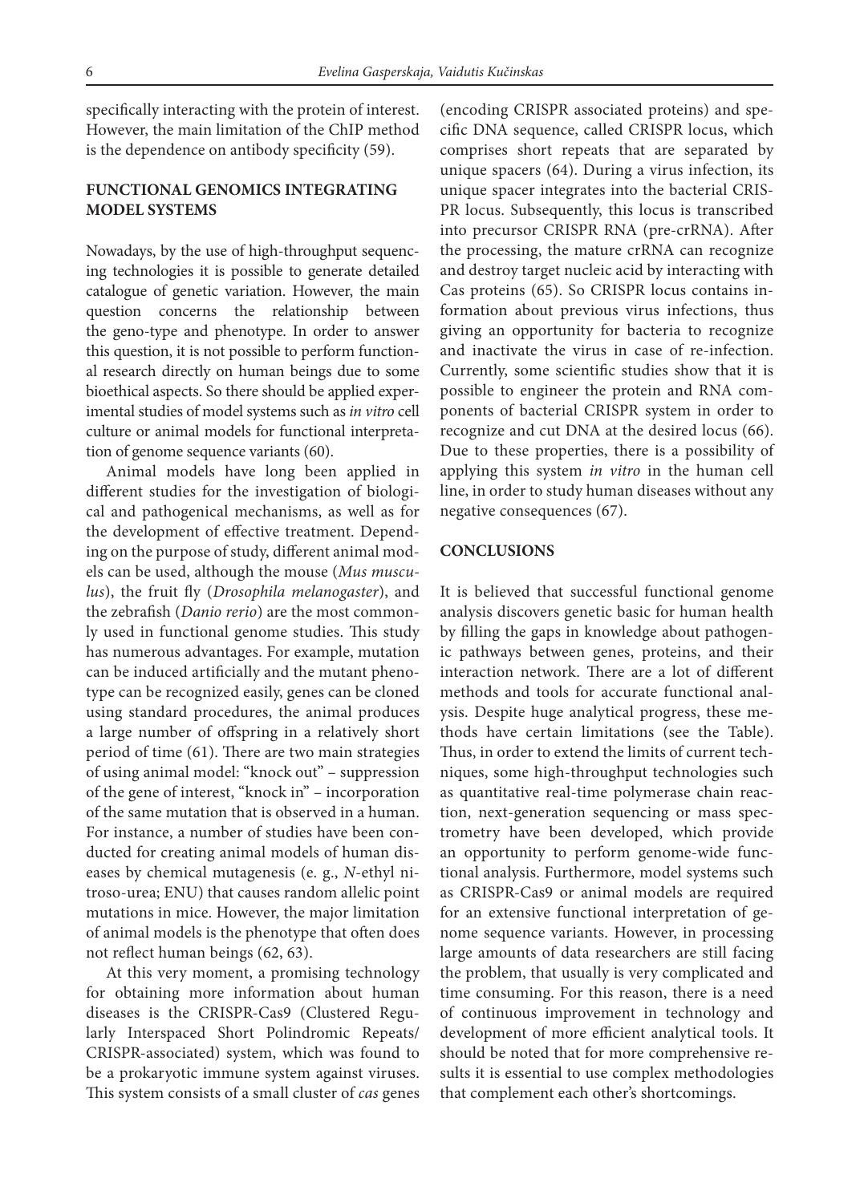specifically interacting with the protein of interest. However, the main limitation of the ChIP method is the dependence on antibody specificity (59).

## FUNCTIONAL GENOMICS INTEGRATING MODEL SYSTEMS

Nowadays, by the use of high-throughput sequencing technologies it is possible to generate detailed catalogue of genetic variation. However, the main question concerns the relationship between the geno-type and phenotype. In order to answer this question, it is not possible to perform functional research directly on human beings due to some bioethical aspects. So there should be applied experimental studies of model systems such as *in vitro* cell culture or animal models for functional interpretation of genome sequence variants (60).

Animal models have long been applied in different studies for the investigation of biological and pathogenical mechanisms, as well as for the development of effective treatment. Depending on the purpose of study, different animal models can be used, although the mouse (*Mus musculus*), the fruit fly (*Drosophila melanogaster*), and the zebrafish (*Danio rerio*) are the most commonly used in functional genome studies. This study has numerous advantages. For example, mutation can be induced artificially and the mutant phenotype can be recognized easily, genes can be cloned using standard procedures, the animal produces a large number of offspring in a relatively short period of time (61). There are two main strategies of using animal model: "knock out" – suppression of the gene of interest, "knock in" – incorporation of the same mutation that is observed in a human. For instance, a number of studies have been conducted for creating animal models of human diseases by chemical mutagenesis (e. g., *N*-ethyl nitroso-urea; ENU) that causes random allelic point mutations in mice. However, the major limitation of animal models is the phenotype that often does not reflect human beings (62, 63).

At this very moment, a promising technology for obtaining more information about human diseases is the CRISPR-Cas9 (Clustered Regularly Interspaced Short Polindromic Repeats/ CRISPR-associated) system, which was found to be a prokaryotic immune system against viruses. This system consists of a small cluster of *cas* genes (encoding CRISPR associated proteins) and specific DNA sequence, called CRISPR locus, which comprises short repeats that are separated by unique spacers (64). During a virus infection, its unique spacer integrates into the bacterial CRISPR locus. Subsequently, this locus is transcribed into precursor CRISPR RNA (pre-crRNA). After the processing, the mature crRNA can recognize and destroy target nucleic acid by interacting with Cas proteins (65). So CRISPR locus contains information about previous virus infections, thus giving an opportunity for bacteria to recognize and inactivate the virus in case of re-infection. Currently, some scientific studies show that it is possible to engineer the protein and RNA components of bacterial CRISPR system in order to recognize and cut DNA at the desired locus (66). Due to these properties, there is a possibility of applying this system *in vitro* in the human cell line, in order to study human diseases without any negative consequences (67).

## CONCLUSIONS

It is believed that successful functional genome analysis discovers genetic basic for human health by filling the gaps in knowledge about pathogenic pathways between genes, proteins, and their interaction network. There are a lot of different methods and tools for accurate functional analysis. Despite huge analytical progress, these methods have certain limitations (see the Table). Thus, in order to extend the limits of current techniques, some high-throughput technologies such as quantitative real-time polymerase chain reaction, next-generation sequencing or mass spectrometry have been developed, which provide an opportunity to perform genome-wide functional analysis. Furthermore, model systems such as CRISPR-Cas9 or animal models are required for an extensive functional interpretation of genome sequence variants. However, in processing large amounts of data researchers are still facing the problem, that usually is very complicated and time consuming. For this reason, there is a need of continuous improvement in technology and development of more efficient analytical tools. It should be noted that for more comprehensive results it is essential to use complex methodologies that complement each other's shortcomings.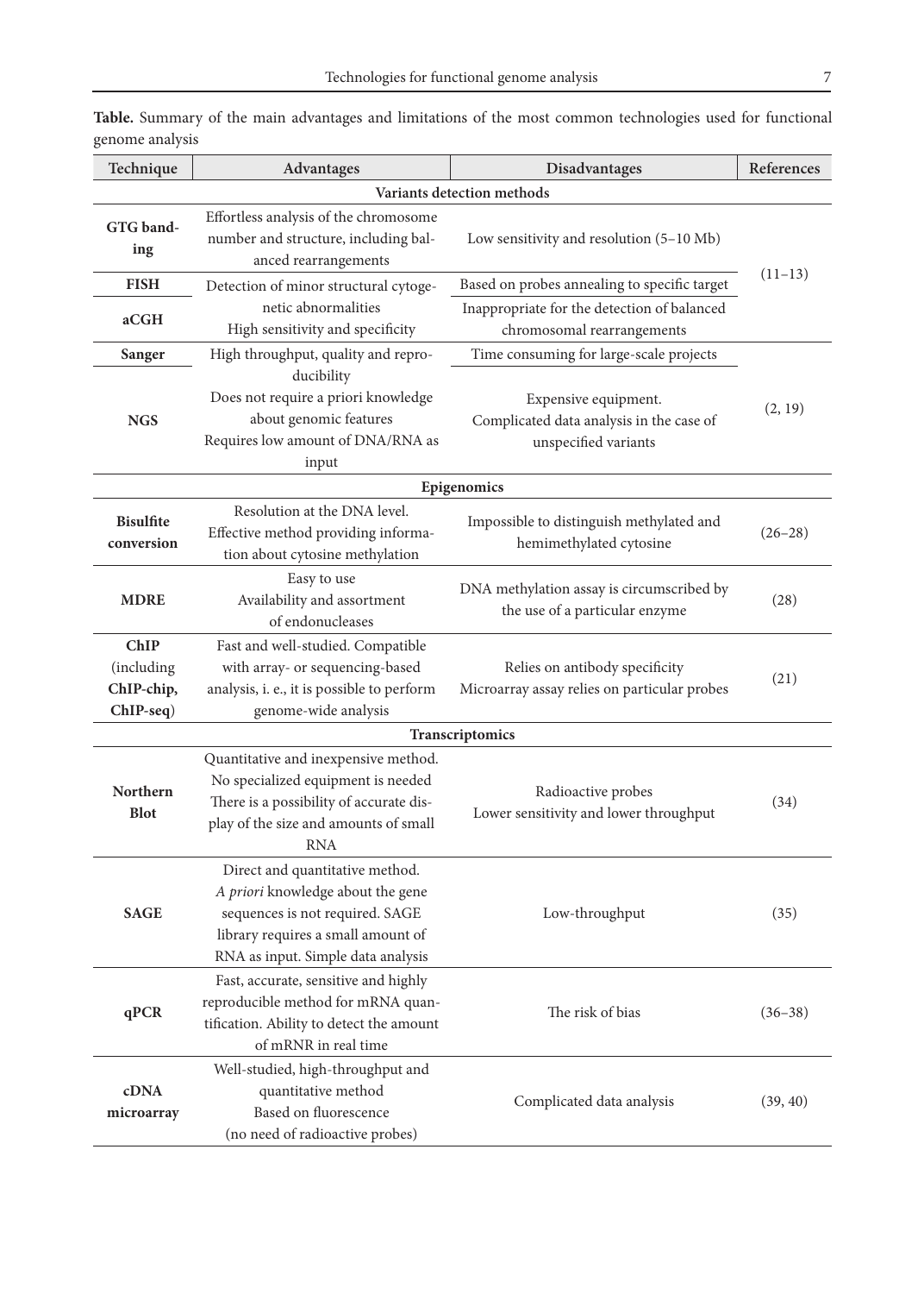**Table.** Summary of the main advantages and limitations of the most common technologies used for functional genome analysis

| Technique | Advantages | Disadvantages | References |
|---|---|---|---|
| **Variants detection methods** | | | |
| **GTG banding** | Effortless analysis of the chromosome number and structure, including balanced rearrangements | Low sensitivity and resolution (5–10 Mb) | (11–13) |
| **FISH** | Detection of minor structural cytogenetic abnormalities High sensitivity and specificity | Based on probes annealing to specific target | |
| **aCGH** | | Inappropriate for the detection of balanced chromosomal rearrangements | |
| **Sanger** | High throughput, quality and reproducibility Does not require a priori knowledge about genomic features Requires low amount of DNA/RNA as input | Time consuming for large-scale projects | (2, 19) |
| **NGS** | | Expensive equipment. Complicated data analysis in the case of unspecified variants | |
| **Epigenomics** | | | |
| **Bisulfite conversion** | Resolution at the DNA level. Effective method providing information about cytosine methylation | Impossible to distinguish methylated and hemimethylated cytosine | (26–28) |
| **MDRE** | Easy to use Availability and assortment of endonucleases | DNA methylation assay is circumscribed by the use of a particular enzyme | (28) |
| **ChIP (including ChIP-chip, ChIP-seq)** | Fast and well-studied. Compatible with array- or sequencing-based analysis, i. e., it is possible to perform genome-wide analysis | Relies on antibody specificity Microarray assay relies on particular probes | (21) |
| **Transcriptomics** | | | |
| **Northern Blot** | Quantitative and inexpensive method. No specialized equipment is needed There is a possibility of accurate display of the size and amounts of small RNA | Radioactive probes Lower sensitivity and lower throughput | (34) |
| **SAGE** | Direct and quantitative method. *A priori* knowledge about the gene sequences is not required. SAGE library requires a small amount of RNA as input. Simple data analysis | Low-throughput | (35) |
| **qPCR** | Fast, accurate, sensitive and highly reproducible method for mRNA quantification. Ability to detect the amount of mRNR in real time | The risk of bias | (36–38) |
| **cDNA microarray** | Well-studied, high-throughput and quantitative method Based on fluorescence (no need of radioactive probes) | Complicated data analysis | (39, 40) |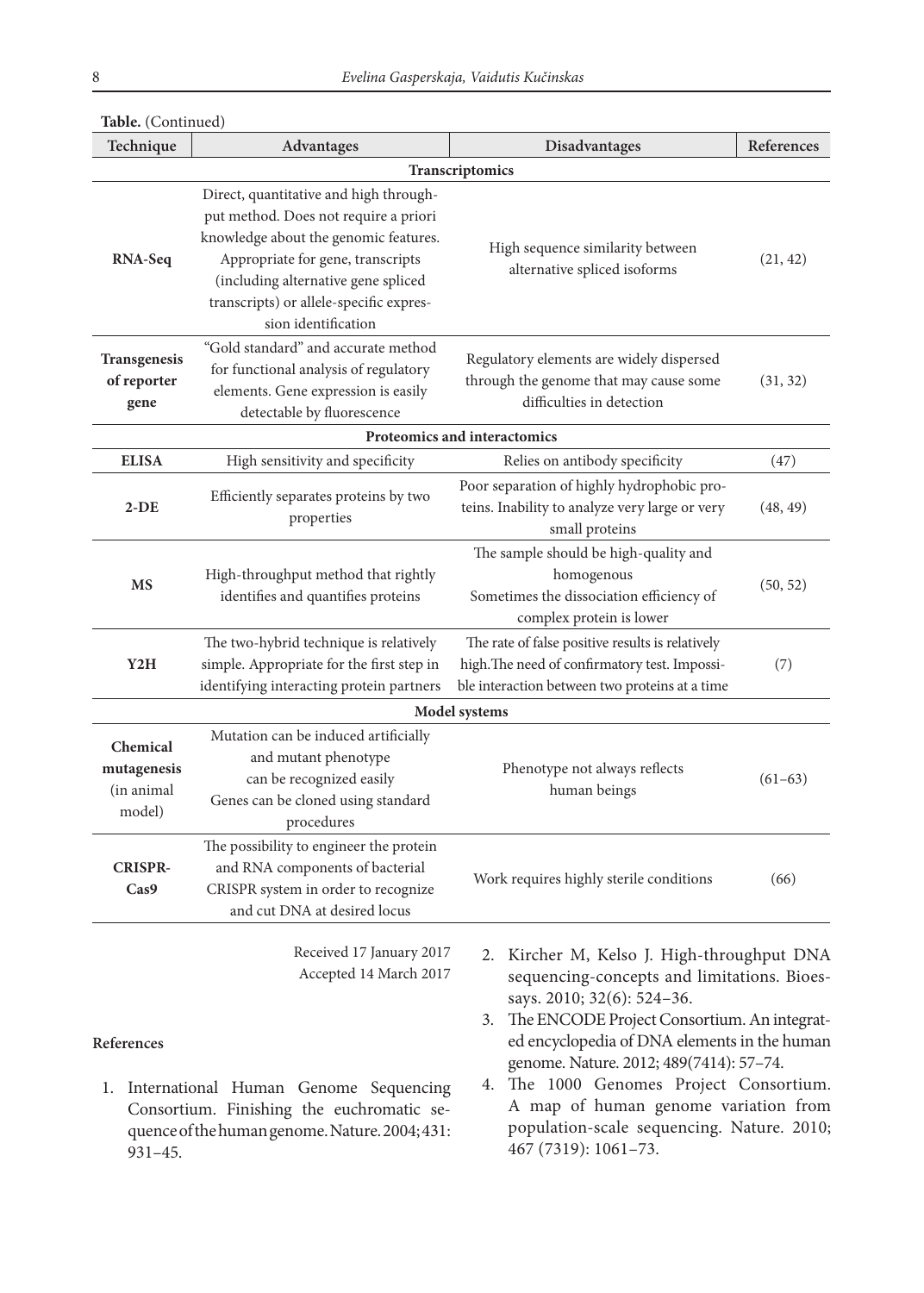**Table.** (Continued)

| Technique | Advantages | Disadvantages | References |
|---|---|---|---|
| **Transcriptomics** | | | |
| **RNA-Seq** | Direct, quantitative and high throughput method. Does not require a priori knowledge about the genomic features. Appropriate for gene, transcripts (including alternative gene spliced transcripts) or allele-specific expression identification | High sequence similarity between alternative spliced isoforms | (21, 42) |
| **Transgenesis of reporter gene** | "Gold standard" and accurate method for functional analysis of regulatory elements. Gene expression is easily detectable by fluorescence | Regulatory elements are widely dispersed through the genome that may cause some difficulties in detection | (31, 32) |
| **Proteomics and interactomics** | | | |
| **ELISA** | High sensitivity and specificity | Relies on antibody specificity | (47) |
| **2-DE** | Efficiently separates proteins by two properties | Poor separation of highly hydrophobic proteins. Inability to analyze very large or very small proteins | (48, 49) |
| **MS** | High-throughput method that rightly identifies and quantifies proteins | The sample should be high-quality and homogenous Sometimes the dissociation efficiency of complex protein is lower | (50, 52) |
| **Y2H** | The two-hybrid technique is relatively simple. Appropriate for the first step in identifying interacting protein partners | The rate of false positive results is relatively high. The need of confirmatory test. Impossible interaction between two proteins at a time | (7) |
| **Model systems** | | | |
| **Chemical mutagenesis (in animal model)** | Mutation can be induced artificially and mutant phenotype can be recognized easily Genes can be cloned using standard procedures | Phenotype not always reflects human beings | (61–63) |
| **CRISPR-Cas9** | The possibility to engineer the protein and RNA components of bacterial CRISPR system in order to recognize and cut DNA at desired locus | Work requires highly sterile conditions | (66) |

Received 17 January 2017
Accepted 14 March 2017

## References

1. International Human Genome Sequencing Consortium. Finishing the euchromatic sequence of the human genome. Nature. 2004; 431: 931–45.
2. Kircher M, Kelso J. High-throughput DNA sequencing-concepts and limitations. Bioessays. 2010; 32(6): 524–36.
3. The ENCODE Project Consortium. An integrated encyclopedia of DNA elements in the human genome. Nature. 2012; 489(7414): 57–74.
4. The 1000 Genomes Project Consortium. A map of human genome variation from population-scale sequencing. Nature. 2010; 467 (7319): 1061–73.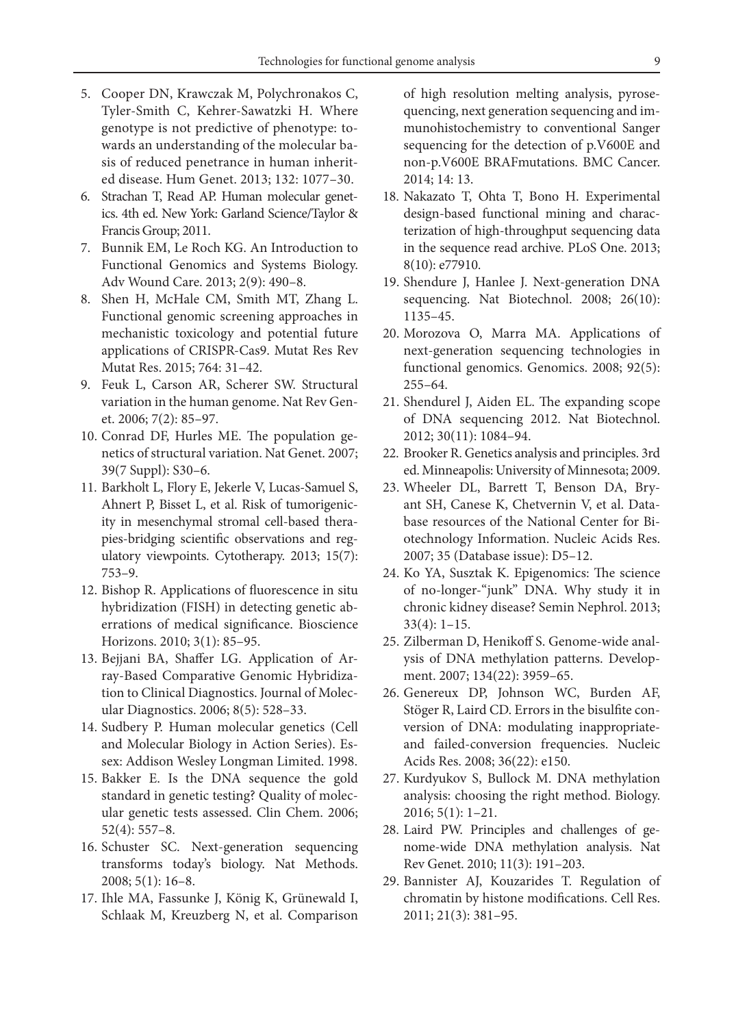5. Cooper DN, Krawczak M, Polychronakos C, Tyler-Smith C, Kehrer-Sawatzki H. Where genotype is not predictive of phenotype: towards an understanding of the molecular basis of reduced penetrance in human inherited disease. Hum Genet. 2013; 132: 1077–30.
6. Strachan T, Read AP. Human molecular genetics. 4th ed. New York: Garland Science/Taylor & Francis Group; 2011.
7. Bunnik EM, Le Roch KG. An Introduction to Functional Genomics and Systems Biology. Adv Wound Care. 2013; 2(9): 490–8.
8. Shen H, McHale CM, Smith MT, Zhang L. Functional genomic screening approaches in mechanistic toxicology and potential future applications of CRISPR-Cas9. Mutat Res Rev Mutat Res. 2015; 764: 31–42.
9. Feuk L, Carson AR, Scherer SW. Structural variation in the human genome. Nat Rev Genet. 2006; 7(2): 85–97.
10. Conrad DF, Hurles ME. The population genetics of structural variation. Nat Genet. 2007; 39(7 Suppl): S30–6.
11. Barkholt L, Flory E, Jekerle V, Lucas-Samuel S, Ahnert P, Bisset L, et al. Risk of tumorigenicity in mesenchymal stromal cell-based therapies-bridging scientific observations and regulatory viewpoints. Cytotherapy. 2013; 15(7): 753–9.
12. Bishop R. Applications of fluorescence in situ hybridization (FISH) in detecting genetic aberrations of medical significance. Bioscience Horizons. 2010; 3(1): 85–95.
13. Bejjani BA, Shaffer LG. Application of Array-Based Comparative Genomic Hybridization to Clinical Diagnostics. Journal of Molecular Diagnostics. 2006; 8(5): 528–33.
14. Sudbery P. Human molecular genetics (Cell and Molecular Biology in Action Series). Essex: Addison Wesley Longman Limited. 1998.
15. Bakker E. Is the DNA sequence the gold standard in genetic testing? Quality of molecular genetic tests assessed. Clin Chem. 2006; 52(4): 557–8.
16. Schuster SC. Next-generation sequencing transforms today's biology. Nat Methods. 2008; 5(1): 16–8.
17. Ihle MA, Fassunke J, König K, Grünewald I, Schlaak M, Kreuzberg N, et al. Comparison of high resolution melting analysis, pyrosequencing, next generation sequencing and immunohistochemistry to conventional Sanger sequencing for the detection of p.V600E and non-p.V600E BRAFmutations. BMC Cancer. 2014; 14: 13.
18. Nakazato T, Ohta T, Bono H. Experimental design-based functional mining and characterization of high-throughput sequencing data in the sequence read archive. PLoS One. 2013; 8(10): e77910.
19. Shendure J, Hanlee J. Next-generation DNA sequencing. Nat Biotechnol. 2008; 26(10): 1135–45.
20. Morozova O, Marra MA. Applications of next-generation sequencing technologies in functional genomics. Genomics. 2008; 92(5): 255–64.
21. Shendurel J, Aiden EL. The expanding scope of DNA sequencing 2012. Nat Biotechnol. 2012; 30(11): 1084–94.
22. Brooker R. Genetics analysis and principles. 3rd ed. Minneapolis: University of Minnesota; 2009.
23. Wheeler DL, Barrett T, Benson DA, Bryant SH, Canese K, Chetvernin V, et al. Database resources of the National Center for Biotechnology Information. Nucleic Acids Res. 2007; 35 (Database issue): D5–12.
24. Ko YA, Susztak K. Epigenomics: The science of no-longer-"junk" DNA. Why study it in chronic kidney disease? Semin Nephrol. 2013; 33(4): 1–15.
25. Zilberman D, Henikoff S. Genome-wide analysis of DNA methylation patterns. Development. 2007; 134(22): 3959–65.
26. Genereux DP, Johnson WC, Burden AF, Stöger R, Laird CD. Errors in the bisulfite conversion of DNA: modulating inappropriate- and failed-conversion frequencies. Nucleic Acids Res. 2008; 36(22): e150.
27. Kurdyukov S, Bullock M. DNA methylation analysis: choosing the right method. Biology. 2016; 5(1): 1–21.
28. Laird PW. Principles and challenges of genome-wide DNA methylation analysis. Nat Rev Genet. 2010; 11(3): 191–203.
29. Bannister AJ, Kouzarides T. Regulation of chromatin by histone modifications. Cell Res. 2011; 21(3): 381–95.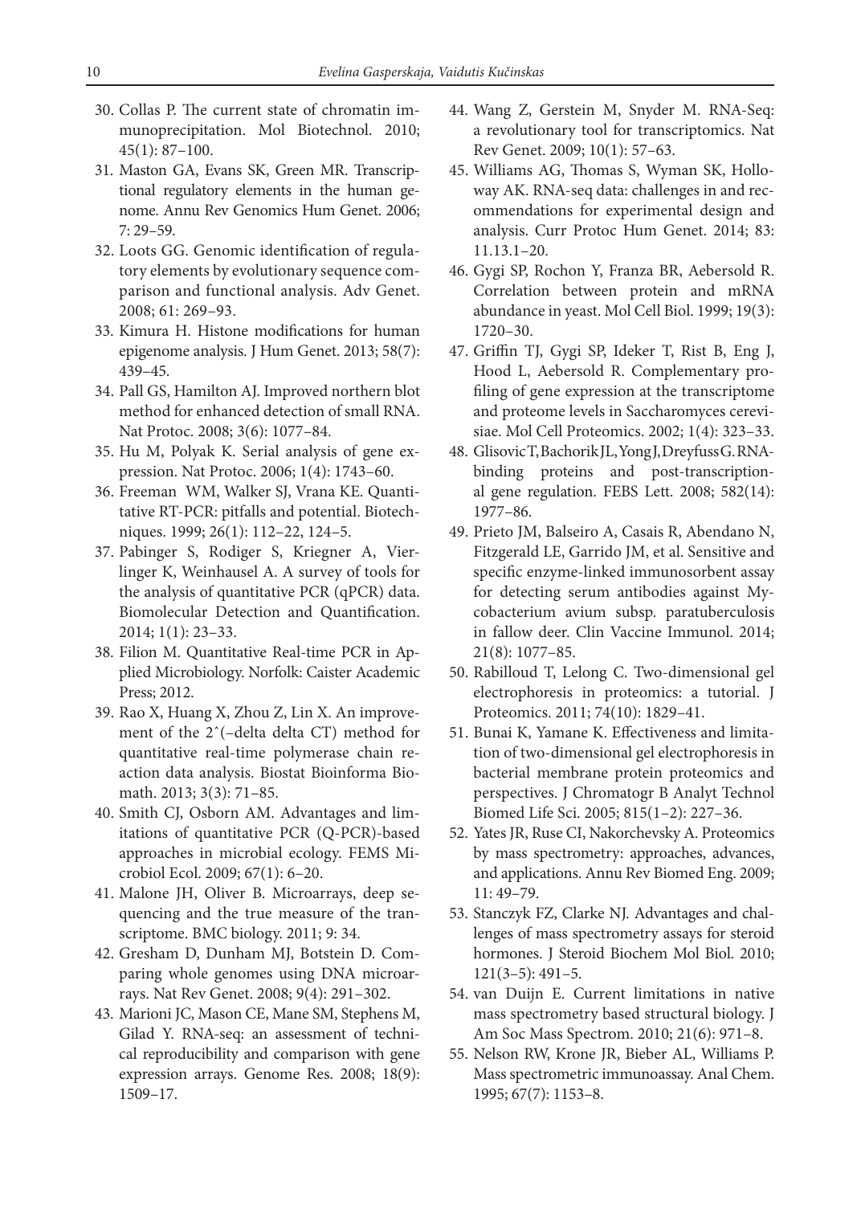30. Collas P. The current state of chromatin immunoprecipitation. Mol Biotechnol. 2010; 45(1): 87–100.
31. Maston GA, Evans SK, Green MR. Transcriptional regulatory elements in the human genome. Annu Rev Genomics Hum Genet. 2006; 7: 29–59.
32. Loots GG. Genomic identification of regulatory elements by evolutionary sequence comparison and functional analysis. Adv Genet. 2008; 61: 269–93.
33. Kimura H. Histone modifications for human epigenome analysis. J Hum Genet. 2013; 58(7): 439–45.
34. Pall GS, Hamilton AJ. Improved northern blot method for enhanced detection of small RNA. Nat Protoc. 2008; 3(6): 1077–84.
35. Hu M, Polyak K. Serial analysis of gene expression. Nat Protoc. 2006; 1(4): 1743–60.
36. Freeman WM, Walker SJ, Vrana KE. Quantitative RT-PCR: pitfalls and potential. Biotechniques. 1999; 26(1): 112–22, 124–5.
37. Pabinger S, Rodiger S, Kriegner A, Vierlinger K, Weinhausel A. A survey of tools for the analysis of quantitative PCR (qPCR) data. Biomolecular Detection and Quantification. 2014; 1(1): 23–33.
38. Filion M. Quantitative Real-time PCR in Applied Microbiology. Norfolk: Caister Academic Press; 2012.
39. Rao X, Huang X, Zhou Z, Lin X. An improvement of the 2ˆ(–delta delta CT) method for quantitative real-time polymerase chain reaction data analysis. Biostat Bioinforma Biomath. 2013; 3(3): 71–85.
40. Smith CJ, Osborn AM. Advantages and limitations of quantitative PCR (Q-PCR)-based approaches in microbial ecology. FEMS Microbiol Ecol. 2009; 67(1): 6–20.
41. Malone JH, Oliver B. Microarrays, deep sequencing and the true measure of the transcriptome. BMC biology. 2011; 9: 34.
42. Gresham D, Dunham MJ, Botstein D. Comparing whole genomes using DNA microarrays. Nat Rev Genet. 2008; 9(4): 291–302.
43. Marioni JC, Mason CE, Mane SM, Stephens M, Gilad Y. RNA-seq: an assessment of technical reproducibility and comparison with gene expression arrays. Genome Res. 2008; 18(9): 1509–17.
44. Wang Z, Gerstein M, Snyder M. RNA-Seq: a revolutionary tool for transcriptomics. Nat Rev Genet. 2009; 10(1): 57–63.
45. Williams AG, Thomas S, Wyman SK, Holloway AK. RNA-seq data: challenges in and recommendations for experimental design and analysis. Curr Protoc Hum Genet. 2014; 83: 11.13.1–20.
46. Gygi SP, Rochon Y, Franza BR, Aebersold R. Correlation between protein and mRNA abundance in yeast. Mol Cell Biol. 1999; 19(3): 1720–30.
47. Griffin TJ, Gygi SP, Ideker T, Rist B, Eng J, Hood L, Aebersold R. Complementary profiling of gene expression at the transcriptome and proteome levels in Saccharomyces cerevisiae. Mol Cell Proteomics. 2002; 1(4): 323–33.
48. Glisovic T, Bachorik JL, Yong J, Dreyfuss G. RNA-binding proteins and post-transcriptional gene regulation. FEBS Lett. 2008; 582(14): 1977–86.
49. Prieto JM, Balseiro A, Casais R, Abendano N, Fitzgerald LE, Garrido JM, et al. Sensitive and specific enzyme-linked immunosorbent assay for detecting serum antibodies against Mycobacterium avium subsp. paratuberculosis in fallow deer. Clin Vaccine Immunol. 2014; 21(8): 1077–85.
50. Rabilloud T, Lelong C. Two-dimensional gel electrophoresis in proteomics: a tutorial. J Proteomics. 2011; 74(10): 1829–41.
51. Bunai K, Yamane K. Effectiveness and limitation of two-dimensional gel electrophoresis in bacterial membrane protein proteomics and perspectives. J Chromatogr B Analyt Technol Biomed Life Sci. 2005; 815(1–2): 227–36.
52. Yates JR, Ruse CI, Nakorchevsky A. Proteomics by mass spectrometry: approaches, advances, and applications. Annu Rev Biomed Eng. 2009; 11: 49–79.
53. Stanczyk FZ, Clarke NJ. Advantages and challenges of mass spectrometry assays for steroid hormones. J Steroid Biochem Mol Biol. 2010; 121(3–5): 491–5.
54. van Duijn E. Current limitations in native mass spectrometry based structural biology. J Am Soc Mass Spectrom. 2010; 21(6): 971–8.
55. Nelson RW, Krone JR, Bieber AL, Williams P. Mass spectrometric immunoassay. Anal Chem. 1995; 67(7): 1153–8.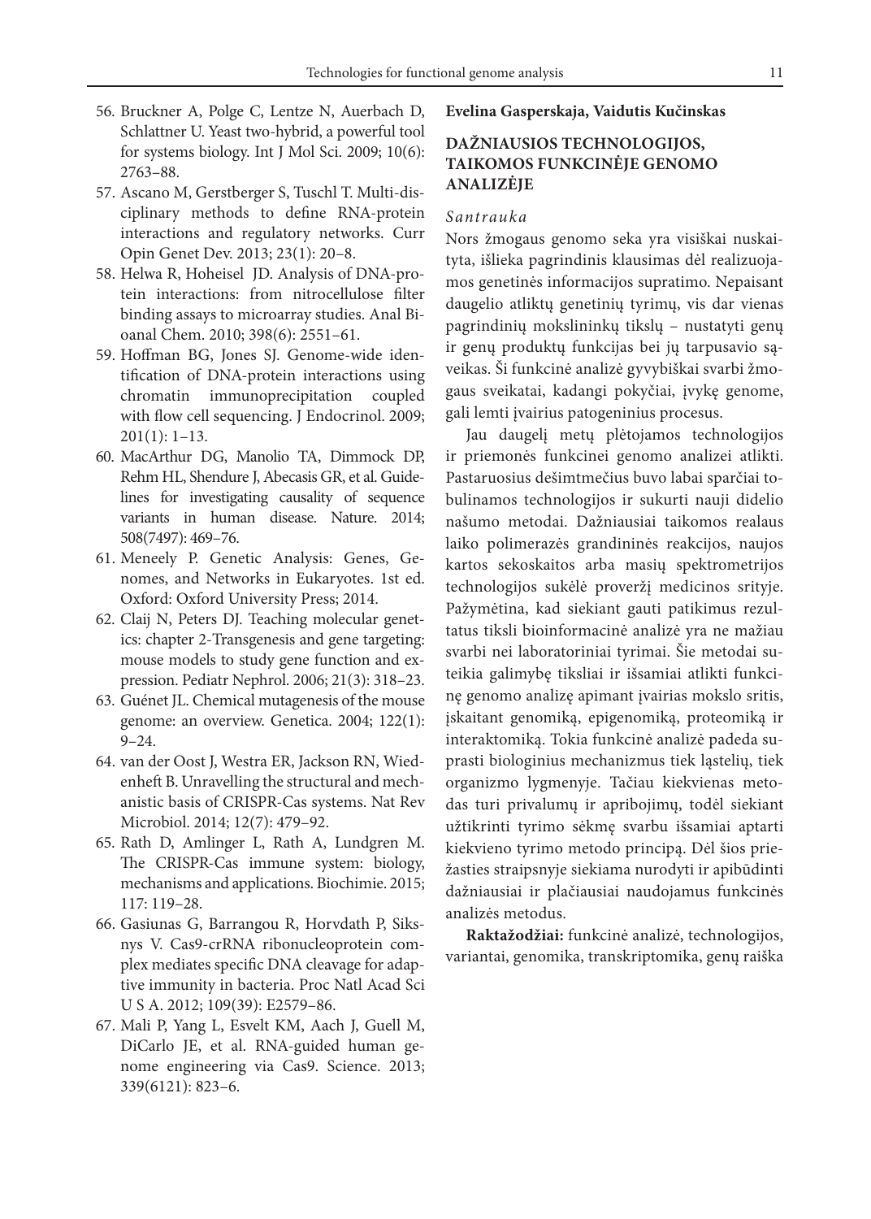56. Bruckner A, Polge C, Lentze N, Auerbach D, Schlattner U. Yeast two-hybrid, a powerful tool for systems biology. Int J Mol Sci. 2009; 10(6): 2763–88.
57. Ascano M, Gerstberger S, Tuschl T. Multi-disciplinary methods to define RNA-protein interactions and regulatory networks. Curr Opin Genet Dev. 2013; 23(1): 20–8.
58. Helwa R, Hoheisel JD. Analysis of DNA-protein interactions: from nitrocellulose filter binding assays to microarray studies. Anal Bioanal Chem. 2010; 398(6): 2551–61.
59. Hoffman BG, Jones SJ. Genome-wide identification of DNA-protein interactions using chromatin immunoprecipitation coupled with flow cell sequencing. J Endocrinol. 2009; 201(1): 1–13.
60. MacArthur DG, Manolio TA, Dimmock DP, Rehm HL, Shendure J, Abecasis GR, et al. Guidelines for investigating causality of sequence variants in human disease. Nature. 2014; 508(7497): 469–76.
61. Meneely P. Genetic Analysis: Genes, Genomes, and Networks in Eukaryotes. 1st ed. Oxford: Oxford University Press; 2014.
62. Claij N, Peters DJ. Teaching molecular genetics: chapter 2-Transgenesis and gene targeting: mouse models to study gene function and expression. Pediatr Nephrol. 2006; 21(3): 318–23.
63. Guénet JL. Chemical mutagenesis of the mouse genome: an overview. Genetica. 2004; 122(1): 9–24.
64. van der Oost J, Westra ER, Jackson RN, Wiedenheft B. Unravelling the structural and mechanistic basis of CRISPR-Cas systems. Nat Rev Microbiol. 2014; 12(7): 479–92.
65. Rath D, Amlinger L, Rath A, Lundgren M. The CRISPR-Cas immune system: biology, mechanisms and applications. Biochimie. 2015; 117: 119–28.
66. Gasiunas G, Barrangou R, Horvdath P, Siksnys V. Cas9-crRNA ribonucleoprotein complex mediates specific DNA cleavage for adaptive immunity in bacteria. Proc Natl Acad Sci U S A. 2012; 109(39): E2579–86.
67. Mali P, Yang L, Esvelt KM, Aach J, Guell M, DiCarlo JE, et al. RNA-guided human genome engineering via Cas9. Science. 2013; 339(6121): 823–6.

**Evelina Gasperskaja, Vaidutis Kučinskas**

## DAŽNIAUSIOS TECHNOLOGIJOS, TAIKOMOS FUNKCINĖJE GENOMO ANALIZĖJE

*Santrauka*

Nors žmogaus genomo seka yra visiškai nuskaityta, išlieka pagrindinis klausimas dėl realizuojamos genetinės informacijos supratimo. Nepaisant daugelio atliktų genetinių tyrimų, vis dar vienas pagrindinių mokslininkų tikslų – nustatyti genų ir genų produktų funkcijas bei jų tarpusavio sąveikas. Ši funkcinė analizė gyvybiškai svarbi žmogaus sveikatai, kadangi pokyčiai, įvykę genome, gali lemti įvairius patogeninius procesus.

Jau daugelį metų plėtojamos technologijos ir priemonės funkcinei genomo analizei atlikti. Pastaruosius dešimtmečius buvo labai sparčiai tobulinamos technologijos ir sukurti nauji didelio našumo metodai. Dažniausiai taikomos realaus laiko polimerazės grandininės reakcijos, naujos kartos sekoskaitos arba masių spektrometrijos technologijos sukėlė proveržį medicinos srityje. Pažymėtina, kad siekiant gauti patikimus rezultatus tiksli bioinformacinė analizė yra ne mažiau svarbi nei laboratoriniai tyrimai. Šie metodai suteikia galimybę tiksliai ir išsamiai atlikti funkcinę genomo analizę apimant įvairias mokslo sritis, įskaitant genomiką, epigenomiką, proteomiką ir interaktomiką. Tokia funkcinė analizė padeda suprasti biologinius mechanizmus tiek ląstelių, tiek organizmo lygmenyje. Tačiau kiekvienas metodas turi privalumų ir apribojimų, todėl siekiant užtikrinti tyrimo sėkmę svarbu išsamiai aptarti kiekvieno tyrimo metodo principą. Dėl šios priežasties straipsnyje siekiama nurodyti ir apibūdinti dažniausiai ir plačiausiai naudojamus funkcinės analizės metodus.

**Raktažodžiai:** funkcinė analizė, technologijos, variantai, genomika, transkriptomika, genų raiška